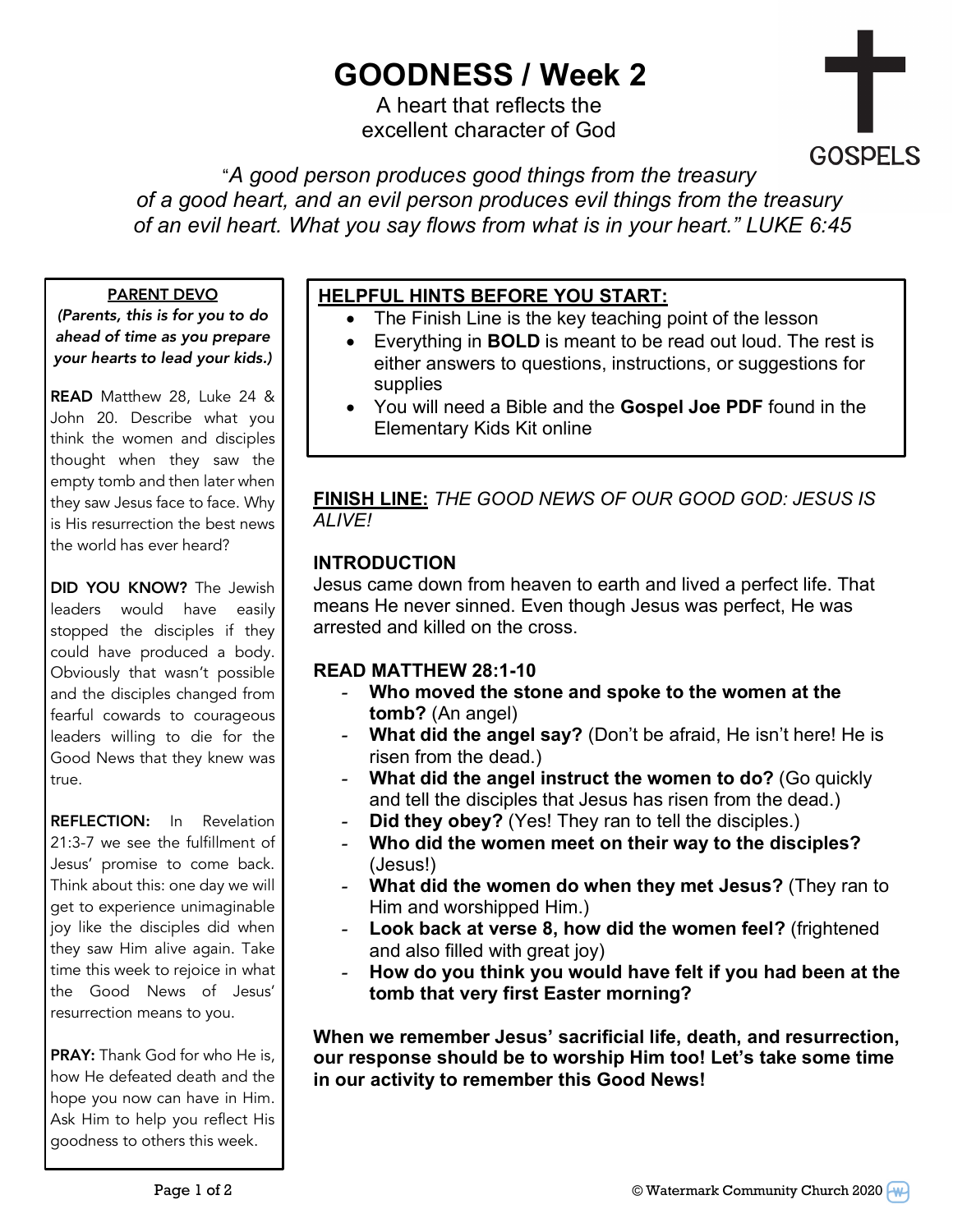# GOODNESS / Week 2

A heart that reflects the excellent character of God

GOSPELS

*"A good person produces good things from the treasury of a good heart, and an evil person produces evil things from the treasury of an evil heart. What you say flows from what is in your heart." LUKE 6:45*

**PARENT DEVO**

***(Parents, this is for you to do ahead of time as you prepare your hearts to lead your kids.)***

**READ** Matthew 28, Luke 24 & John 20. Describe what you think the women and disciples thought when they saw the empty tomb and then later when they saw Jesus face to face. Why is His resurrection the best news the world has ever heard?

**DID YOU KNOW?** The Jewish leaders would have easily stopped the disciples if they could have produced a body. Obviously that wasn't possible and the disciples changed from fearful cowards to courageous leaders willing to die for the Good News that they knew was true.

**REFLECTION:** In Revelation 21:3-7 we see the fulfillment of Jesus' promise to come back. Think about this: one day we will get to experience unimaginable joy like the disciples did when they saw Him alive again. Take time this week to rejoice in what the Good News of Jesus' resurrection means to you.

**PRAY:** Thank God for who He is, how He defeated death and the hope you now can have in Him. Ask Him to help you reflect His goodness to others this week.

**HELPFUL HINTS BEFORE YOU START:**

- The Finish Line is the key teaching point of the lesson
- Everything in **BOLD** is meant to be read out loud. The rest is either answers to questions, instructions, or suggestions for supplies
- You will need a Bible and the **Gospel Joe PDF** found in the Elementary Kids Kit online

**FINISH LINE:** *THE GOOD NEWS OF OUR GOOD GOD: JESUS IS ALIVE!*

## INTRODUCTION

Jesus came down from heaven to earth and lived a perfect life. That means He never sinned. Even though Jesus was perfect, He was arrested and killed on the cross.

## READ MATTHEW 28:1-10

- **Who moved the stone and spoke to the women at the tomb?** (An angel)
- **What did the angel say?** (Don't be afraid, He isn't here! He is risen from the dead.)
- **What did the angel instruct the women to do?** (Go quickly and tell the disciples that Jesus has risen from the dead.)
- **Did they obey?** (Yes! They ran to tell the disciples.)
- **Who did the women meet on their way to the disciples?** (Jesus!)
- **What did the women do when they met Jesus?** (They ran to Him and worshipped Him.)
- **Look back at verse 8, how did the women feel?** (frightened and also filled with great joy)
- **How do you think you would have felt if you had been at the tomb that very first Easter morning?**

**When we remember Jesus' sacrificial life, death, and resurrection, our response should be to worship Him too! Let's take some time in our activity to remember this Good News!**

© Watermark Community Church 2020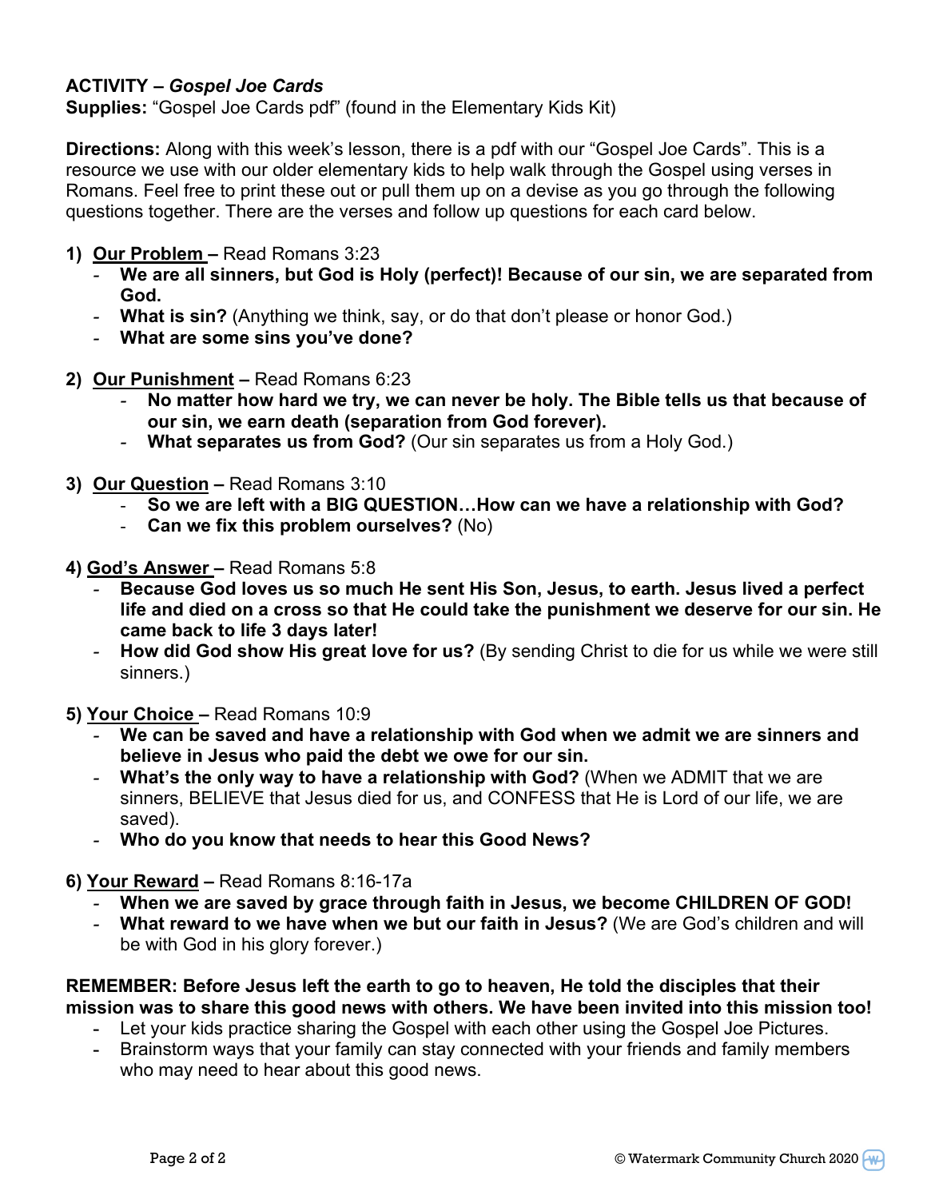**ACTIVITY –** ***Gospel Joe Cards***
**Supplies:** "Gospel Joe Cards pdf" (found in the Elementary Kids Kit)

**Directions:** Along with this week's lesson, there is a pdf with our "Gospel Joe Cards". This is a resource we use with our older elementary kids to help walk through the Gospel using verses in Romans. Feel free to print these out or pull them up on a devise as you go through the following questions together. There are the verses and follow up questions for each card below.

1) **<u>Our Problem</u> –** Read Romans 3:23
   - **We are all sinners, but God is Holy (perfect)! Because of our sin, we are separated from God.**
   - **What is sin?** (Anything we think, say, or do that don't please or honor God.)
   - **What are some sins you've done?**

2) **<u>Our Punishment</u> –** Read Romans 6:23
   - **No matter how hard we try, we can never be holy. The Bible tells us that because of our sin, we earn death (separation from God forever).**
   - **What separates us from God?** (Our sin separates us from a Holy God.)

3) **<u>Our Question</u> –** Read Romans 3:10
   - **So we are left with a BIG QUESTION…How can we have a relationship with God?**
   - **Can we fix this problem ourselves?** (No)

4) **<u>God's Answer</u> –** Read Romans 5:8
   - **Because God loves us so much He sent His Son, Jesus, to earth. Jesus lived a perfect life and died on a cross so that He could take the punishment we deserve for our sin. He came back to life 3 days later!**
   - **How did God show His great love for us?** (By sending Christ to die for us while we were still sinners.)

5) **<u>Your Choice</u> –** Read Romans 10:9
   - **We can be saved and have a relationship with God when we admit we are sinners and believe in Jesus who paid the debt we owe for our sin.**
   - **What's the only way to have a relationship with God?** (When we ADMIT that we are sinners, BELIEVE that Jesus died for us, and CONFESS that He is Lord of our life, we are saved).
   - **Who do you know that needs to hear this Good News?**

6) **<u>Your Reward</u> –** Read Romans 8:16-17a
   - **When we are saved by grace through faith in Jesus, we become CHILDREN OF GOD!**
   - **What reward to we have when we but our faith in Jesus?** (We are God's children and will be with God in his glory forever.)

**REMEMBER: Before Jesus left the earth to go to heaven, He told the disciples that their mission was to share this good news with others. We have been invited into this mission too!**
- Let your kids practice sharing the Gospel with each other using the Gospel Joe Pictures.
- Brainstorm ways that your family can stay connected with your friends and family members who may need to hear about this good news.

© Watermark Community Church 2020